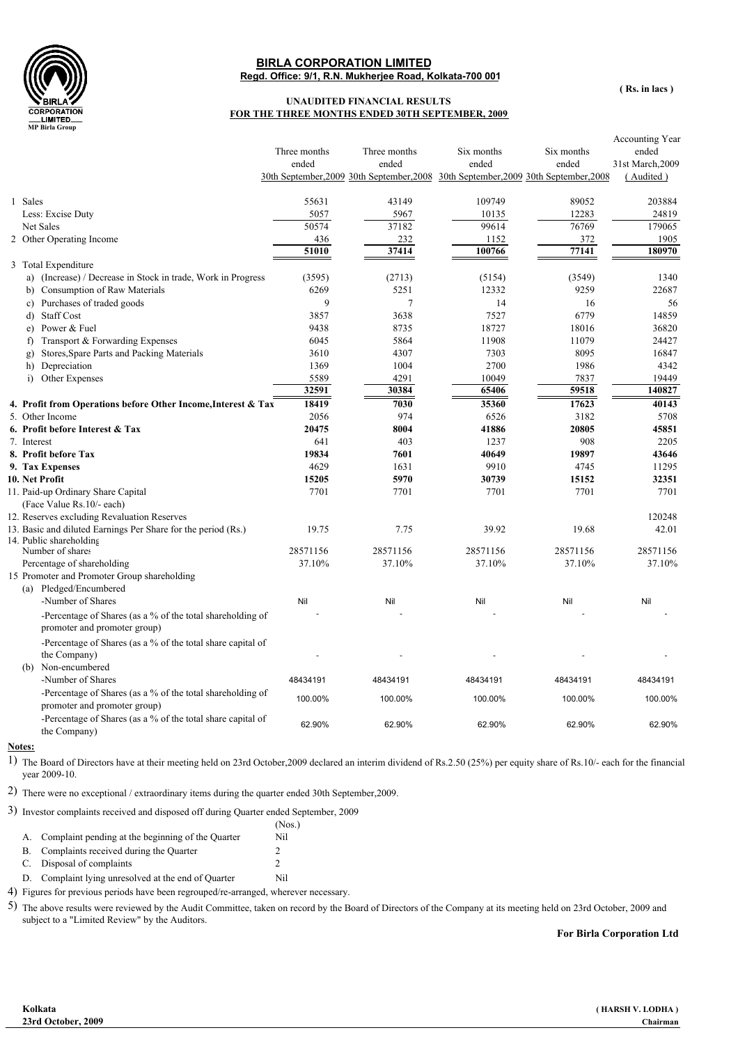# BIRLA CORPORATION LIMITED

**Regd. Office: 9/1, R.N. Mukherjee Road, Kolkata-700 001**

**( Rs. in lacs )**

## UNAUDITED FINANCIAL RESULTS FOR THE THREE MONTHS ENDED 30TH SEPTEMBER, 2009

| | Three months ended 30th September,2009 | Three months ended 30th September,2008 | Six months ended 30th September,2009 | Six months ended 30th September,2008 | Accounting Year ended 31st March,2009 ( Audited ) |
|---|---|---|---|---|---|
| 1 Sales | 55631 | 43149 | 109749 | 89052 | 203884 |
| Less: Excise Duty | 5057 | 5967 | 10135 | 12283 | 24819 |
| Net Sales | 50574 | 37182 | 99614 | 76769 | 179065 |
| 2 Other Operating Income | 436 | 232 | 1152 | 372 | 1905 |
| | **51010** | **37414** | **100766** | **77141** | **180970** |
| 3 Total Expenditure | | | | | |
| a) (Increase) / Decrease in Stock in trade, Work in Progress | (3595) | (2713) | (5154) | (3549) | 1340 |
| b) Consumption of Raw Materials | 6269 | 5251 | 12332 | 9259 | 22687 |
| c) Purchases of traded goods | 9 | 7 | 14 | 16 | 56 |
| d) Staff Cost | 3857 | 3638 | 7527 | 6779 | 14859 |
| e) Power & Fuel | 9438 | 8735 | 18727 | 18016 | 36820 |
| f) Transport & Forwarding Expenses | 6045 | 5864 | 11908 | 11079 | 24427 |
| g) Stores,Spare Parts and Packing Materials | 3610 | 4307 | 7303 | 8095 | 16847 |
| h) Depreciation | 1369 | 1004 | 2700 | 1986 | 4342 |
| i) Other Expenses | 5589 | 4291 | 10049 | 7837 | 19449 |
| | **32591** | **30384** | **65406** | **59518** | **140827** |
| **4. Profit from Operations before Other Income,Interest & Tax** | **18419** | **7030** | **35360** | **17623** | **40143** |
| 5. Other Income | 2056 | 974 | 6526 | 3182 | 5708 |
| **6. Profit before Interest & Tax** | **20475** | **8004** | **41886** | **20805** | **45851** |
| 7. Interest | 641 | 403 | 1237 | 908 | 2205 |
| **8. Profit before Tax** | **19834** | **7601** | **40649** | **19897** | **43646** |
| **9. Tax Expenses** | 4629 | 1631 | 9910 | 4745 | 11295 |
| **10. Net Profit** | **15205** | **5970** | **30739** | **15152** | **32351** |
| 11. Paid-up Ordinary Share Capital (Face Value Rs.10/- each) | 7701 | 7701 | 7701 | 7701 | 7701 |
| 12. Reserves excluding Revaluation Reserves | | | | | 120248 |
| 13. Basic and diluted Earnings Per Share for the period (Rs.) | 19.75 | 7.75 | 39.92 | 19.68 | 42.01 |
| 14. Public shareholding | | | | | |
| Number of shares | 28571156 | 28571156 | 28571156 | 28571156 | 28571156 |
| Percentage of shareholding | 37.10% | 37.10% | 37.10% | 37.10% | 37.10% |
| 15 Promoter and Promoter Group shareholding | | | | | |
| (a) Pledged/Encumbered | | | | | |
| -Number of Shares | Nil | Nil | Nil | Nil | Nil |
| -Percentage of Shares (as a % of the total shareholding of promoter and promoter group) | - | - | - | - | - |
| -Percentage of Shares (as a % of the total share capital of the Company) | - | - | - | - | - |
| (b) Non-encumbered | | | | | |
| -Number of Shares | 48434191 | 48434191 | 48434191 | 48434191 | 48434191 |
| -Percentage of Shares (as a % of the total shareholding of promoter and promoter group) | 100.00% | 100.00% | 100.00% | 100.00% | 100.00% |
| -Percentage of Shares (as a % of the total share capital of the Company) | 62.90% | 62.90% | 62.90% | 62.90% | 62.90% |

**Notes:**

1) The Board of Directors have at their meeting held on 23rd October,2009 declared an interim dividend of Rs.2.50 (25%) per equity share of Rs.10/- each for the financial year 2009-10.

2) There were no exceptional / extraordinary items during the quarter ended 30th September,2009.

3) Investor complaints received and disposed off during Quarter ended September, 2009

| | | (Nos.) |
|---|---|---|
| A. | Complaint pending at the beginning of the Quarter | Nil |
| B. | Complaints received during the Quarter | 2 |
| C. | Disposal of complaints | 2 |
| D. | Complaint lying unresolved at the end of Quarter | Nil |

4) Figures for previous periods have been regrouped/re-arranged, wherever necessary.

5) The above results were reviewed by the Audit Committee, taken on record by the Board of Directors of the Company at its meeting held on 23rd October, 2009 and subject to a "Limited Review" by the Auditors.

**For Birla Corporation Ltd**

**Kolkata**
**23rd October, 2009**

**( HARSH V. LODHA )**
**Chairman**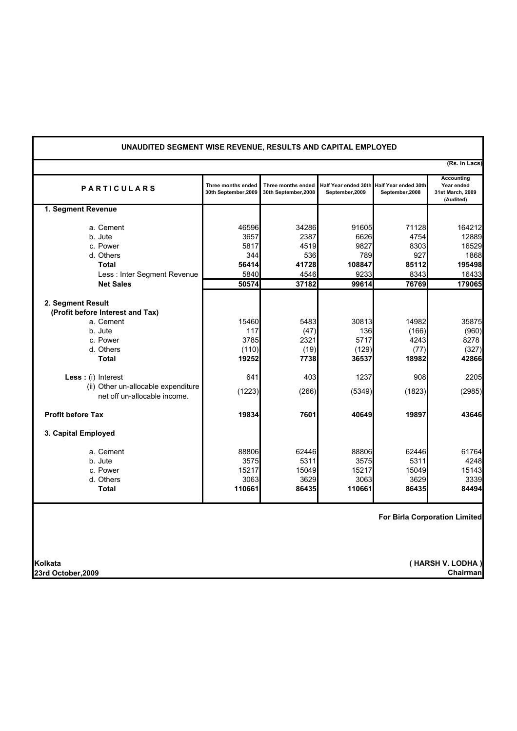## UNAUDITED SEGMENT WISE REVENUE, RESULTS AND CAPITAL EMPLOYED

(Rs. in Lacs)

| PARTICULARS | Three months ended 30th September,2009 | Three months ended 30th September,2008 | Half Year ended 30th September,2009 | Half Year ended 30th September,2008 | Accounting Year ended 31st March, 2009 (Audited) |
|---|---|---|---|---|---|
| **1. Segment Revenue** | | | | | |
| a. Cement | 46596 | 34286 | 91605 | 71128 | 164212 |
| b. Jute | 3657 | 2387 | 6626 | 4754 | 12889 |
| c. Power | 5817 | 4519 | 9827 | 8303 | 16529 |
| d. Others | 344 | 536 | 789 | 927 | 1868 |
| **Total** | **56414** | **41728** | **108847** | **85112** | **195498** |
| Less : Inter Segment Revenue | 5840 | 4546 | 9233 | 8343 | 16433 |
| **Net Sales** | **50574** | **37182** | **99614** | **76769** | **179065** |
| **2. Segment Result (Profit before Interest and Tax)** | | | | | |
| a. Cement | 15460 | 5483 | 30813 | 14982 | 35875 |
| b. Jute | 117 | (47) | 136 | (166) | (960) |
| c. Power | 3785 | 2321 | 5717 | 4243 | 8278 |
| d. Others | (110) | (19) | (129) | (77) | (327) |
| **Total** | **19252** | **7738** | **36537** | **18982** | **42866** |
| **Less :** (i) Interest | 641 | 403 | 1237 | 908 | 2205 |
| (ii) Other un-allocable expenditure net off un-allocable income. | (1223) | (266) | (5349) | (1823) | (2985) |
| **Profit before Tax** | **19834** | **7601** | **40649** | **19897** | **43646** |
| **3. Capital Employed** | | | | | |
| a. Cement | 88806 | 62446 | 88806 | 62446 | 61764 |
| b. Jute | 3575 | 5311 | 3575 | 5311 | 4248 |
| c. Power | 15217 | 15049 | 15217 | 15049 | 15143 |
| d. Others | 3063 | 3629 | 3063 | 3629 | 3339 |
| **Total** | **110661** | **86435** | **110661** | **86435** | **84494** |

**For Birla Corporation Limited**

**Kolkata**
**23rd October,2009**

**( HARSH V. LODHA )**
**Chairman**